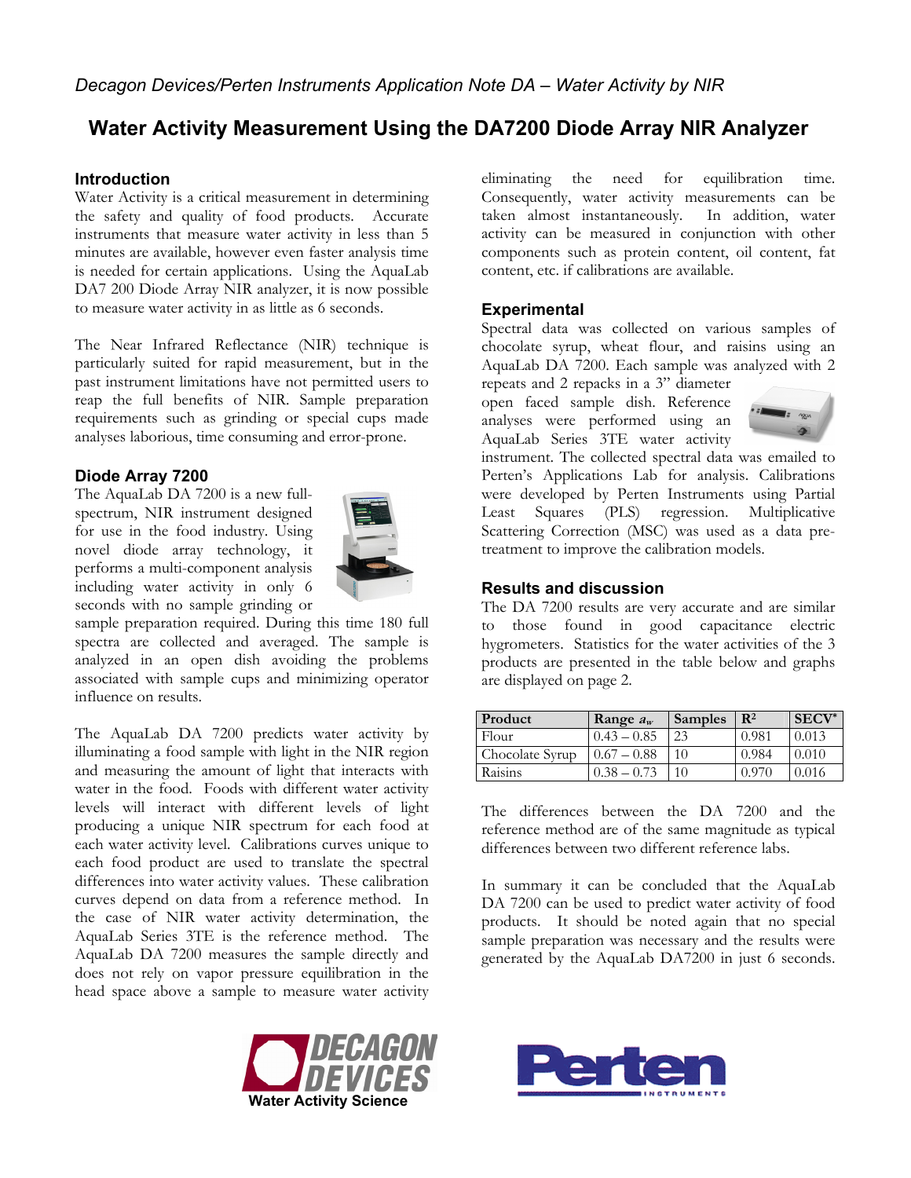*Decagon Devices/Perten Instruments Application Note DA – Water Activity by NIR*

# Water Activity Measurement Using the DA7200 Diode Array NIR Analyzer

## Introduction

Water Activity is a critical measurement in determining the safety and quality of food products. Accurate instruments that measure water activity in less than 5 minutes are available, however even faster analysis time is needed for certain applications. Using the AquaLab DA7 200 Diode Array NIR analyzer, it is now possible to measure water activity in as little as 6 seconds.

The Near Infrared Reflectance (NIR) technique is particularly suited for rapid measurement, but in the past instrument limitations have not permitted users to reap the full benefits of NIR. Sample preparation requirements such as grinding or special cups made analyses laborious, time consuming and error-prone.

## Diode Array 7200

The AquaLab DA 7200 is a new full-spectrum, NIR instrument designed for use in the food industry. Using novel diode array technology, it performs a multi-component analysis including water activity in only 6 seconds with no sample grinding or sample preparation required. During this time 180 full spectra are collected and averaged. The sample is analyzed in an open dish avoiding the problems associated with sample cups and minimizing operator influence on results.

The AquaLab DA 7200 predicts water activity by illuminating a food sample with light in the NIR region and measuring the amount of light that interacts with water in the food. Foods with different water activity levels will interact with different levels of light producing a unique NIR spectrum for each food at each water activity level. Calibrations curves unique to each food product are used to translate the spectral differences into water activity values. These calibration curves depend on data from a reference method. In the case of NIR water activity determination, the AquaLab Series 3TE is the reference method. The AquaLab DA 7200 measures the sample directly and does not rely on vapor pressure equilibration in the head space above a sample to measure water activity eliminating the need for equilibration time. Consequently, water activity measurements can be taken almost instantaneously. In addition, water activity can be measured in conjunction with other components such as protein content, oil content, fat content, etc. if calibrations are available.

## Experimental

Spectral data was collected on various samples of chocolate syrup, wheat flour, and raisins using an AquaLab DA 7200. Each sample was analyzed with 2 repeats and 2 repacks in a 3" diameter open faced sample dish. Reference analyses were performed using an AquaLab Series 3TE water activity instrument. The collected spectral data was emailed to Perten's Applications Lab for analysis. Calibrations were developed by Perten Instruments using Partial Least Squares (PLS) regression. Multiplicative Scattering Correction (MSC) was used as a data pre-treatment to improve the calibration models.

## Results and discussion

The DA 7200 results are very accurate and are similar to those found in good capacitance electric hygrometers. Statistics for the water activities of the 3 products are presented in the table below and graphs are displayed on page 2.

| Product | Range $a_w$ | Samples | $R^2$ | SECV* |
|---|---|---|---|---|
| Flour | 0.43 – 0.85 | 23 | 0.981 | 0.013 |
| Chocolate Syrup | 0.67 – 0.88 | 10 | 0.984 | 0.010 |
| Raisins | 0.38 – 0.73 | 10 | 0.970 | 0.016 |

The differences between the DA 7200 and the reference method are of the same magnitude as typical differences between two different reference labs.

In summary it can be concluded that the AquaLab DA 7200 can be used to predict water activity of food products. It should be noted again that no special sample preparation was necessary and the results were generated by the AquaLab DA7200 in just 6 seconds.

DECAGON DEVICES
Water Activity Science

Perten INSTRUMENTS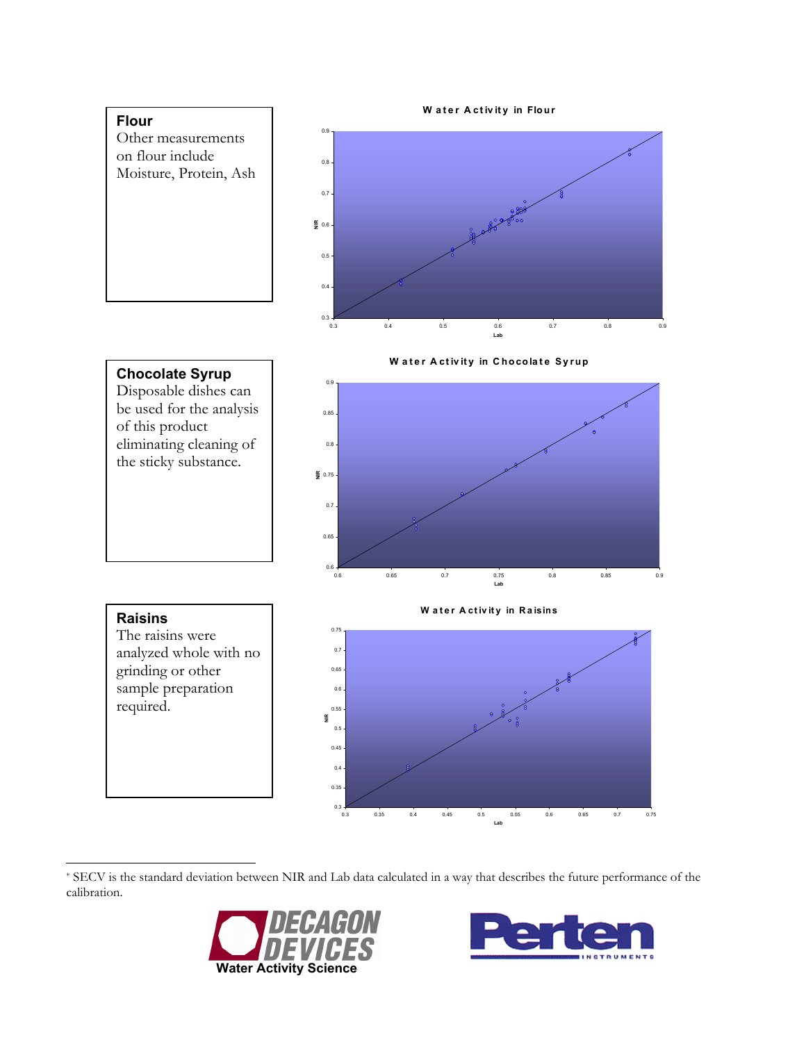**Flour**

Other measurements on flour include Moisture, Protein, Ash

Water Activity in Flour

NIR

0.3
0.4
0.5
0.6
0.7
0.8
0.9

Lab

0.3
0.4
0.5
0.6
0.7
0.8
0.9

**Chocolate Syrup**

Disposable dishes can be used for the analysis of this product eliminating cleaning of the sticky substance.

Water Activity in Chocolate Syrup

NIR

0.6
0.65
0.7
0.75
0.8
0.85
0.9

Lab

0.6
0.65
0.7
0.75
0.8
0.85
0.9

**Raisins**

The raisins were analyzed whole with no grinding or other sample preparation required.

Water Activity in Raisins

NIR

0.3
0.35
0.4
0.45
0.5
0.55
0.6
0.65
0.7
0.75

Lab

0.3
0.35
0.4
0.45
0.5
0.55
0.6
0.65
0.7
0.75

---

* SECV is the standard deviation between NIR and Lab data calculated in a way that describes the future performance of the calibration.

DECAGON DEVICES Water Activity Science

Perten INSTRUMENTS